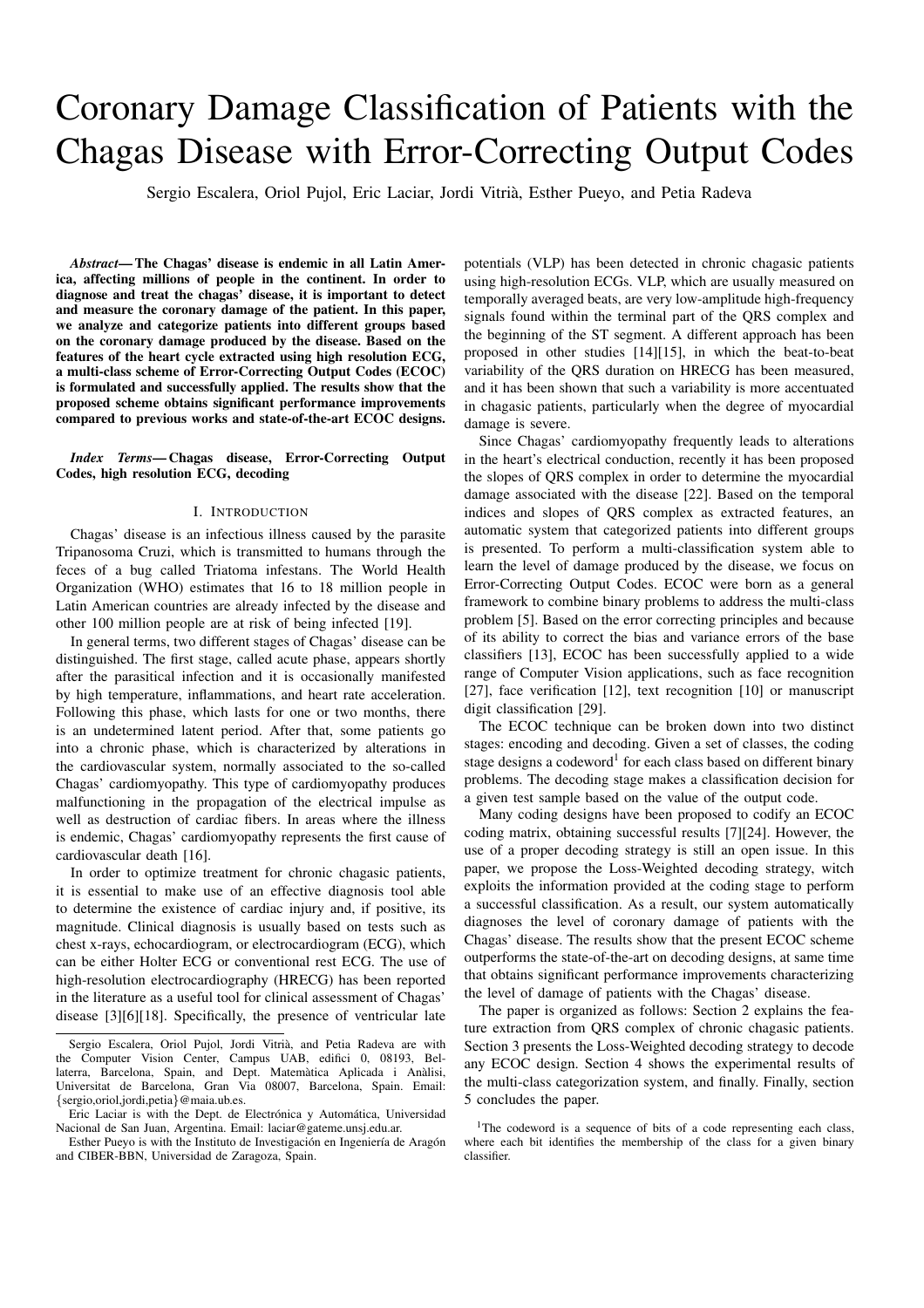# Coronary Damage Classification of Patients with the Chagas Disease with Error-Correcting Output Codes

Sergio Escalera, Oriol Pujol, Eric Laciar, Jordi Vitrià, Esther Pueyo, and Petia Radeva

***Abstract*— The Chagas' disease is endemic in all Latin America, affecting millions of people in the continent. In order to diagnose and treat the chagas' disease, it is important to detect and measure the coronary damage of the patient. In this paper, we analyze and categorize patients into different groups based on the coronary damage produced by the disease. Based on the features of the heart cycle extracted using high resolution ECG, a multi-class scheme of Error-Correcting Output Codes (ECOC) is formulated and successfully applied. The results show that the proposed scheme obtains significant performance improvements compared to previous works and state-of-the-art ECOC designs.**

***Index Terms*— Chagas disease, Error-Correcting Output Codes, high resolution ECG, decoding**

## I. Introduction

Chagas' disease is an infectious illness caused by the parasite Tripanosoma Cruzi, which is transmitted to humans through the feces of a bug called Triatoma infestans. The World Health Organization (WHO) estimates that 16 to 18 million people in Latin American countries are already infected by the disease and other 100 million people are at risk of being infected [19].

In general terms, two different stages of Chagas' disease can be distinguished. The first stage, called acute phase, appears shortly after the parasitical infection and it is occasionally manifested by high temperature, inflammations, and heart rate acceleration. Following this phase, which lasts for one or two months, there is an undetermined latent period. After that, some patients go into a chronic phase, which is characterized by alterations in the cardiovascular system, normally associated to the so-called Chagas' cardiomyopathy. This type of cardiomyopathy produces malfunctioning in the propagation of the electrical impulse as well as destruction of cardiac fibers. In areas where the illness is endemic, Chagas' cardiomyopathy represents the first cause of cardiovascular death [16].

In order to optimize treatment for chronic chagasic patients, it is essential to make use of an effective diagnosis tool able to determine the existence of cardiac injury and, if positive, its magnitude. Clinical diagnosis is usually based on tests such as chest x-rays, echocardiogram, or electrocardiogram (ECG), which can be either Holter ECG or conventional rest ECG. The use of high-resolution electrocardiography (HRECG) has been reported in the literature as a useful tool for clinical assessment of Chagas' disease [3][6][18]. Specifically, the presence of ventricular late potentials (VLP) has been detected in chronic chagasic patients using high-resolution ECGs. VLP, which are usually measured on temporally averaged beats, are very low-amplitude high-frequency signals found within the terminal part of the QRS complex and the beginning of the ST segment. A different approach has been proposed in other studies [14][15], in which the beat-to-beat variability of the QRS duration on HRECG has been measured, and it has been shown that such a variability is more accentuated in chagasic patients, particularly when the degree of myocardial damage is severe.

Since Chagas' cardiomyopathy frequently leads to alterations in the heart's electrical conduction, recently it has been proposed the slopes of QRS complex in order to determine the myocardial damage associated with the disease [22]. Based on the temporal indices and slopes of QRS complex as extracted features, an automatic system that categorized patients into different groups is presented. To perform a multi-classification system able to learn the level of damage produced by the disease, we focus on Error-Correcting Output Codes. ECOC were born as a general framework to combine binary problems to address the multi-class problem [5]. Based on the error correcting principles and because of its ability to correct the bias and variance errors of the base classifiers [13], ECOC has been successfully applied to a wide range of Computer Vision applications, such as face recognition [27], face verification [12], text recognition [10] or manuscript digit classification [29].

The ECOC technique can be broken down into two distinct stages: encoding and decoding. Given a set of classes, the coding stage designs a codeword[1] for each class based on different binary problems. The decoding stage makes a classification decision for a given test sample based on the value of the output code.

Many coding designs have been proposed to codify an ECOC coding matrix, obtaining successful results [7][24]. However, the use of a proper decoding strategy is still an open issue. In this paper, we propose the Loss-Weighted decoding strategy, witch exploits the information provided at the coding stage to perform a successful classification. As a result, our system automatically diagnoses the level of coronary damage of patients with the Chagas' disease. The results show that the present ECOC scheme outperforms the state-of-the-art on decoding designs, at same time that obtains significant performance improvements characterizing the level of damage of patients with the Chagas' disease.

The paper is organized as follows: Section 2 explains the feature extraction from QRS complex of chronic chagasic patients. Section 3 presents the Loss-Weighted decoding strategy to decode any ECOC design. Section 4 shows the experimental results of the multi-class categorization system, and finally. Finally, section 5 concludes the paper.

[1]The codeword is a sequence of bits of a code representing each class, where each bit identifies the membership of the class for a given binary classifier.

Sergio Escalera, Oriol Pujol, Jordi Vitrià, and Petia Radeva are with the Computer Vision Center, Campus UAB, edifici 0, 08193, Bellaterra, Barcelona, Spain, and Dept. Matemàtica Aplicada i Anàlisi, Universitat de Barcelona, Gran Via 08007, Barcelona, Spain. Email: {sergio,oriol,jordi,petia}@maia.ub.es.

Eric Laciar is with the Dept. de Electrónica y Automática, Universidad Nacional de San Juan, Argentina. Email: laciar@gateme.unsj.edu.ar.

Esther Pueyo is with the Instituto de Investigación en Ingeniería de Aragón and CIBER-BBN, Universidad de Zaragoza, Spain.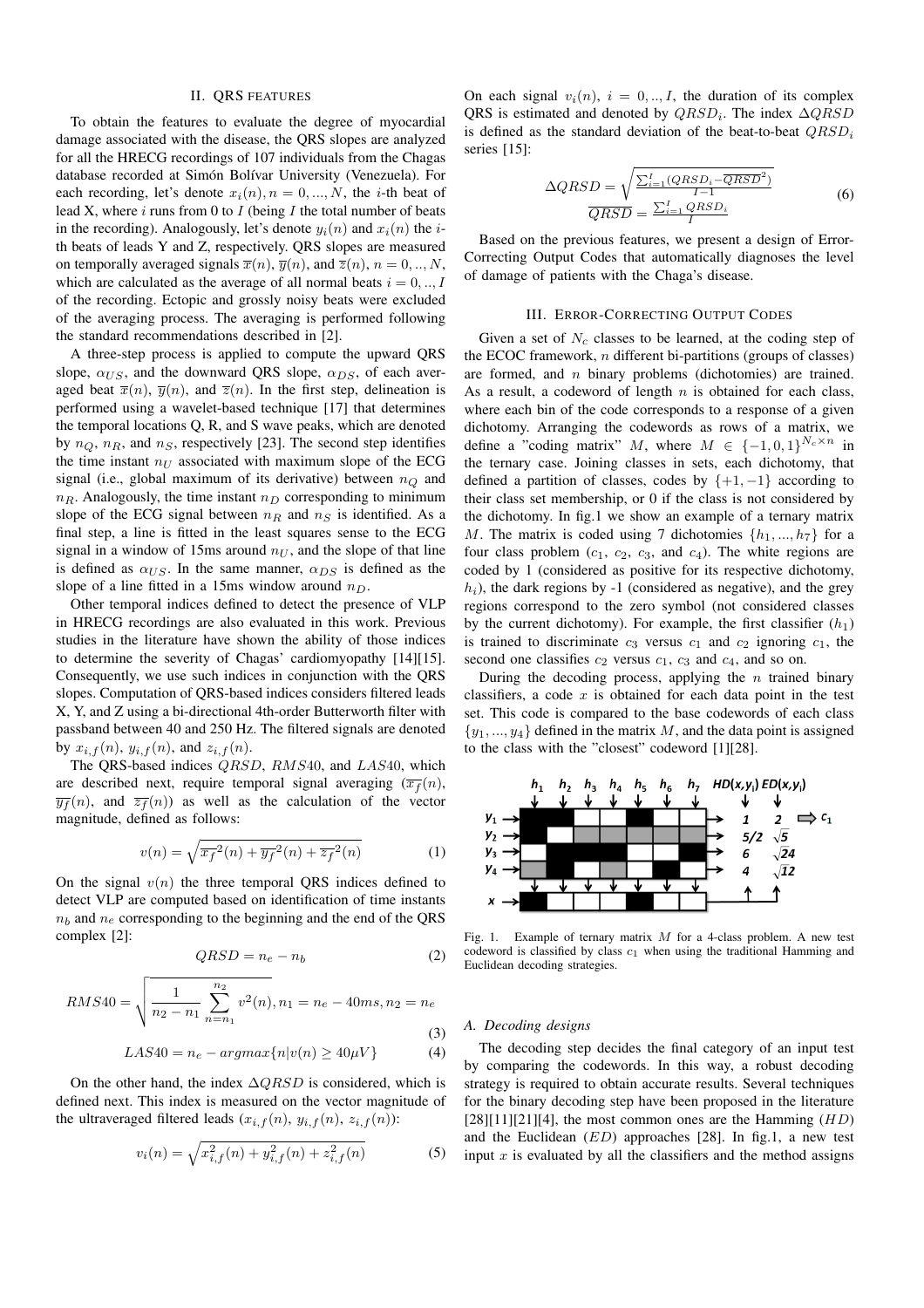## II. QRS FEATURES

To obtain the features to evaluate the degree of myocardial damage associated with the disease, the QRS slopes are analyzed for all the HRECG recordings of 107 individuals from the Chagas database recorded at Simón Bolívar University (Venezuela). For each recording, let's denote $x_i(n), n = 0, ..., N$, the $i$-th beat of lead X, where $i$ runs from 0 to $I$ (being $I$ the total number of beats in the recording). Analogously, let's denote $y_i(n)$ and $x_i(n)$ the $i$-th beats of leads Y and Z, respectively. QRS slopes are measured on temporally averaged signals $\overline{x}(n)$, $\overline{y}(n)$, and $\overline{z}(n)$, $n = 0, .., N$, which are calculated as the average of all normal beats $i = 0, .., I$ of the recording. Ectopic and grossly noisy beats were excluded of the averaging process. The averaging is performed following the standard recommendations described in [2].

A three-step process is applied to compute the upward QRS slope, $\alpha_{US}$, and the downward QRS slope, $\alpha_{DS}$, of each averaged beat $\overline{x}(n)$, $\overline{y}(n)$, and $\overline{z}(n)$. In the first step, delineation is performed using a wavelet-based technique [17] that determines the temporal locations Q, R, and S wave peaks, which are denoted by $n_Q$, $n_R$, and $n_S$, respectively [23]. The second step identifies the time instant $n_U$ associated with maximum slope of the ECG signal (i.e., global maximum of its derivative) between $n_Q$ and $n_R$. Analogously, the time instant $n_D$ corresponding to minimum slope of the ECG signal between $n_R$ and $n_S$ is identified. As a final step, a line is fitted in the least squares sense to the ECG signal in a window of 15ms around $n_U$, and the slope of that line is defined as $\alpha_{US}$. In the same manner, $\alpha_{DS}$ is defined as the slope of a line fitted in a 15ms window around $n_D$.

Other temporal indices defined to detect the presence of VLP in HRECG recordings are also evaluated in this work. Previous studies in the literature have shown the ability of those indices to determine the severity of Chagas' cardiomyopathy [14][15]. Consequently, we use such indices in conjunction with the QRS slopes. Computation of QRS-based indices considers filtered leads X, Y, and Z using a bi-directional 4th-order Butterworth filter with passband between 40 and 250 Hz. The filtered signals are denoted by $x_{i,f}(n)$, $y_{i,f}(n)$, and $z_{i,f}(n)$.

The QRS-based indices $QRSD$, $RMS40$, and $LAS40$, which are described next, require temporal signal averaging ($\overline{x_f}(n)$, $\overline{y_f}(n)$, and $\overline{z_f}(n)$) as well as the calculation of the vector magnitude, defined as follows:

$$v(n) = \sqrt{\overline{x_f}^2(n) + \overline{y_f}^2(n) + \overline{z_f}^2(n)} \tag{1}$$

On the signal $v(n)$ the three temporal QRS indices defined to detect VLP are computed based on identification of time instants $n_b$ and $n_e$ corresponding to the beginning and the end of the QRS complex [2]:

$$QRSD = n_e - n_b \tag{2}$$

$$RMS40 = \sqrt{\frac{1}{n_2 - n_1} \sum_{n=n_1}^{n_2} v^2(n)}, n_1 = n_e - 40ms, n_2 = n_e \tag{3}$$

$$LAS40 = n_e - argmax\{n | v(n) \geq 40\mu V\} \tag{4}$$

On the other hand, the index $\Delta QRSD$ is considered, which is defined next. This index is measured on the vector magnitude of the ultraveraged filtered leads ($x_{i,f}(n)$, $y_{i,f}(n)$, $z_{i,f}(n)$):

$$v_i(n) = \sqrt{x_{i,f}^2(n) + y_{i,f}^2(n) + z_{i,f}^2(n)} \tag{5}$$

On each signal $v_i(n)$, $i = 0, .., I$, the duration of its complex QRS is estimated and denoted by $QRSD_i$. The index $\Delta QRSD$ is defined as the standard deviation of the beat-to-beat $QRSD_i$ series [15]:

$$\Delta QRSD = \sqrt{\frac{\sum_{i=1}^{I}(QRSD_i - \overline{QRSD}^2)}{I-1}} \qquad \overline{QRSD} = \frac{\sum_{i=1}^{I} QRSD_i}{I} \tag{6}$$

Based on the previous features, we present a design of Error-Correcting Output Codes that automatically diagnoses the level of damage of patients with the Chaga's disease.

## III. ERROR-CORRECTING OUTPUT CODES

Given a set of $N_c$ classes to be learned, at the coding step of the ECOC framework, $n$ different bi-partitions (groups of classes) are formed, and $n$ binary problems (dichotomies) are trained. As a result, a codeword of length $n$ is obtained for each class, where each bin of the code corresponds to a response of a given dichotomy. Arranging the codewords as rows of a matrix, we define a "coding matrix" $M$, where $M \in \{-1, 0, 1\}^{N_c \times n}$ in the ternary case. Joining classes in sets, each dichotomy, that defined a partition of classes, codes by $\{+1, -1\}$ according to their class set membership, or 0 if the class is not considered by the dichotomy. In fig.1 we show an example of a ternary matrix $M$. The matrix is coded using 7 dichotomies $\{h_1, ..., h_7\}$ for a four class problem ($c_1$, $c_2$, $c_3$, and $c_4$). The white regions are coded by 1 (considered as positive for its respective dichotomy, $h_i$), the dark regions by -1 (considered as negative), and the grey regions correspond to the zero symbol (not considered classes by the current dichotomy). For example, the first classifier ($h_1$) is trained to discriminate $c_3$ versus $c_1$ and $c_2$ ignoring $c_4$, the second one classifies $c_2$ versus $c_1$, $c_3$ and $c_4$, and so on.

During the decoding process, applying the $n$ trained binary classifiers, a code $x$ is obtained for each data point in the test set. This code is compared to the base codewords of each class $\{y_1, ..., y_4\}$ defined in the matrix $M$, and the data point is assigned to the class with the "closest" codeword [1][28].

Fig. 1. Example of ternary matrix $M$ for a 4-class problem. A new test codeword is classified by class $c_1$ when using the traditional Hamming and Euclidean decoding strategies.

### A. Decoding designs

The decoding step decides the final category of an input test by comparing the codewords. In this way, a robust decoding strategy is required to obtain accurate results. Several techniques for the binary decoding step have been proposed in the literature [28][11][21][4], the most common ones are the Hamming ($HD$) and the Euclidean ($ED$) approaches [28]. In fig.1, a new test input $x$ is evaluated by all the classifiers and the method assigns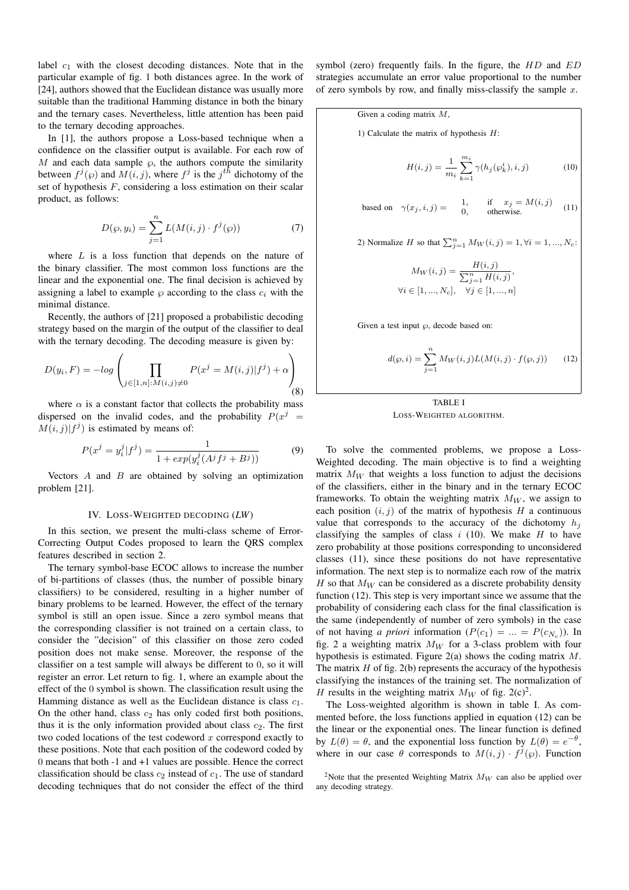label $c_1$ with the closest decoding distances. Note that in the particular example of fig. 1 both distances agree. In the work of [24], authors showed that the Euclidean distance was usually more suitable than the traditional Hamming distance in both the binary and the ternary cases. Nevertheless, little attention has been paid to the ternary decoding approaches.

In [1], the authors propose a Loss-based technique when a confidence on the classifier output is available. For each row of $M$ and each data sample $\wp$, the authors compute the similarity between $f^j(\wp)$ and $M(i,j)$, where $f^j$ is the $j^{th}$ dichotomy of the set of hypothesis $F$, considering a loss estimation on their scalar product, as follows:

$$D(\wp, y_i) = \sum_{j=1}^{n} L(M(i,j) \cdot f^j(\wp)) \tag{7}$$

where $L$ is a loss function that depends on the nature of the binary classifier. The most common loss functions are the linear and the exponential one. The final decision is achieved by assigning a label to example $\wp$ according to the class $c_i$ with the minimal distance.

Recently, the authors of [21] proposed a probabilistic decoding strategy based on the margin of the output of the classifier to deal with the ternary decoding. The decoding measure is given by:

$$D(y_i, F) = -log\left(\prod_{j \in [1,n]: M(i,j) \neq 0} P(x^j = M(i,j)|f^j) + \alpha\right) \tag{8}$$

where $\alpha$ is a constant factor that collects the probability mass dispersed on the invalid codes, and the probability $P(x^j = M(i,j)|f^j)$ is estimated by means of:

$$P(x^j = y_i^j | f^j) = \frac{1}{1 + exp(y_i^j(A^j f^j + B^j))} \tag{9}$$

Vectors $A$ and $B$ are obtained by solving an optimization problem [21].

## IV. Loss-Weighted decoding (*LW*)

In this section, we present the multi-class scheme of Error-Correcting Output Codes proposed to learn the QRS complex features described in section 2.

The ternary symbol-base ECOC allows to increase the number of bi-partitions of classes (thus, the number of possible binary classifiers) to be considered, resulting in a higher number of binary problems to be learned. However, the effect of the ternary symbol is still an open issue. Since a zero symbol means that the corresponding classifier is not trained on a certain class, to consider the "decision" of this classifier on those zero coded position does not make sense. Moreover, the response of the classifier on a test sample will always be different to 0, so it will register an error. Let return to fig. 1, where an example about the effect of the 0 symbol is shown. The classification result using the Hamming distance as well as the Euclidean distance is class $c_1$. On the other hand, class $c_2$ has only coded first both positions, thus it is the only information provided about class $c_2$. The first two coded locations of the test codeword $x$ correspond exactly to these positions. Note that each position of the codeword coded by 0 means that both -1 and +1 values are possible. Hence the correct classification should be class $c_2$ instead of $c_1$. The use of standard decoding techniques that do not consider the effect of the third symbol (zero) frequently fails. In the figure, the $HD$ and $ED$ strategies accumulate an error value proportional to the number of zero symbols by row, and finally miss-classify the sample $x$.

Given a coding matrix $M$,

1) Calculate the matrix of hypothesis $H$:

$$H(i,j) = \frac{1}{m_i}\sum_{k=1}^{m_i} \gamma(h_j(\wp_k^i), i, j) \tag{10}$$

$$\text{based on} \quad \gamma(x_j, i, j) = \begin{cases} 1, & \text{if} \quad x_j = M(i,j) \\ 0, & \text{otherwise.} \end{cases} \tag{11}$$

2) Normalize $H$ so that $\sum_{j=1}^{n} M_W(i,j) = 1, \forall i = 1, ..., N_c$:

$$M_W(i,j) = \frac{H(i,j)}{\sum_{j=1}^{n} H(i,j)},$$
$$\forall i \in [1, ..., N_c], \quad \forall j \in [1, ..., n]$$

Given a test input $\wp$, decode based on:

$$d(\wp, i) = \sum_{j=1}^{n} M_W(i,j) L(M(i,j) \cdot f(\wp, j)) \tag{12}$$

TABLE I

Loss-Weighted algorithm.

To solve the commented problems, we propose a Loss-Weighted decoding. The main objective is to find a weighting matrix $M_W$ that weights a loss function to adjust the decisions of the classifiers, either in the binary and in the ternary ECOC frameworks. To obtain the weighting matrix $M_W$, we assign to each position $(i,j)$ of the matrix of hypothesis $H$ a continuous value that corresponds to the accuracy of the dichotomy $h_j$ classifying the samples of class $i$ (10). We make $H$ to have zero probability at those positions corresponding to unconsidered classes (11), since these positions do not have representative information. The next step is to normalize each row of the matrix $H$ so that $M_W$ can be considered as a discrete probability density function (12). This step is very important since we assume that the probability of considering each class for the final classification is the same (independently of number of zero symbols) in the case of not having *a priori* information ($P(c_1) = ... = P(c_{N_c})$). In fig. 2 a weighting matrix $M_W$ for a 3-class problem with four hypothesis is estimated. Figure 2(a) shows the coding matrix $M$. The matrix $H$ of fig. 2(b) represents the accuracy of the hypothesis classifying the instances of the training set. The normalization of $H$ results in the weighting matrix $M_W$ of fig. 2(c)[2].

The Loss-weighted algorithm is shown in table I. As commented before, the loss functions applied in equation (12) can be the linear or the exponential ones. The linear function is defined by $L(\theta) = \theta$, and the exponential loss function by $L(\theta) = e^{-\theta}$, where in our case $\theta$ corresponds to $M(i,j) \cdot f^j(\wp)$. Function

[2]Note that the presented Weighting Matrix $M_W$ can also be applied over any decoding strategy.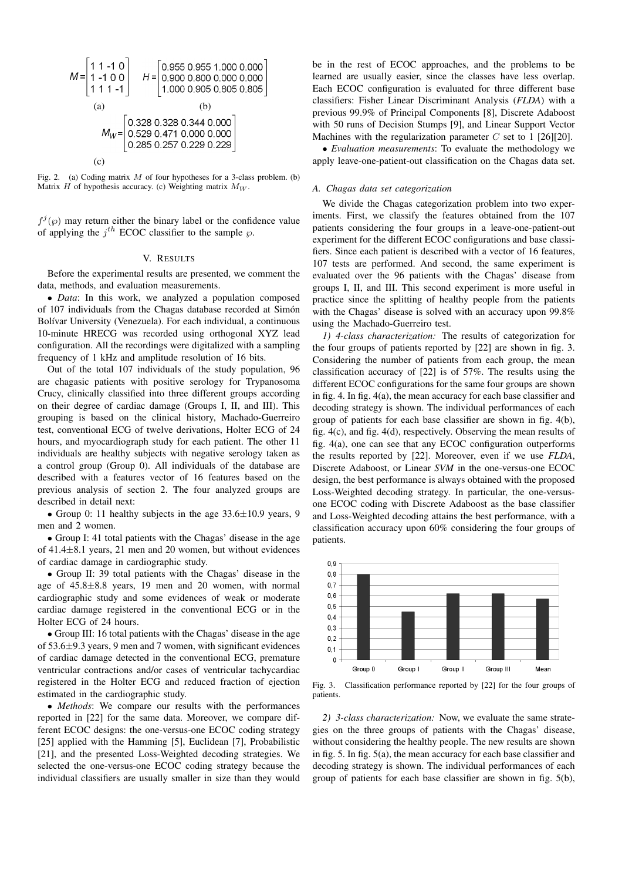$$M = \begin{bmatrix} 1 & 1 & -1 & 0 \\ 1 & -1 & 0 & 0 \\ 1 & 1 & 1 & -1 \end{bmatrix} \quad H = \begin{bmatrix} 0.955 & 0.955 & 1.000 & 0.000 \\ 0.900 & 0.800 & 0.000 & 0.000 \\ 1.000 & 0.905 & 0.805 & 0.805 \end{bmatrix}$$

(a) (b)

$$M_W = \begin{bmatrix} 0.328 & 0.328 & 0.344 & 0.000 \\ 0.529 & 0.471 & 0.000 & 0.000 \\ 0.285 & 0.257 & 0.229 & 0.229 \end{bmatrix}$$

(c)

Fig. 2. (a) Coding matrix $M$ of four hypotheses for a 3-class problem. (b) Matrix $H$ of hypothesis accuracy. (c) Weighting matrix $M_W$.

$f^j(\wp)$ may return either the binary label or the confidence value of applying the $j^{th}$ ECOC classifier to the sample $\wp$.

## V. Results

Before the experimental results are presented, we comment the data, methods, and evaluation measurements.

• *Data*: In this work, we analyzed a population composed of 107 individuals from the Chagas database recorded at Simón Bolívar University (Venezuela). For each individual, a continuous 10-minute HRECG was recorded using orthogonal XYZ lead configuration. All the recordings were digitalized with a sampling frequency of 1 kHz and amplitude resolution of 16 bits.

Out of the total 107 individuals of the study population, 96 are chagasic patients with positive serology for Trypanosoma Crucy, clinically classified into three different groups according on their degree of cardiac damage (Groups I, II, and III). This grouping is based on the clinical history, Machado-Guerreiro test, conventional ECG of twelve derivations, Holter ECG of 24 hours, and myocardiograph study for each patient. The other 11 individuals are healthy subjects with negative serology taken as a control group (Group 0). All individuals of the database are described with a features vector of 16 features based on the previous analysis of section 2. The four analyzed groups are described in detail next:

• Group 0: 11 healthy subjects in the age 33.6±10.9 years, 9 men and 2 women.

• Group I: 41 total patients with the Chagas' disease in the age of 41.4±8.1 years, 21 men and 20 women, but without evidences of cardiac damage in cardiographic study.

• Group II: 39 total patients with the Chagas' disease in the age of 45.8±8.8 years, 19 men and 20 women, with normal cardiographic study and some evidences of weak or moderate cardiac damage registered in the conventional ECG or in the Holter ECG of 24 hours.

• Group III: 16 total patients with the Chagas' disease in the age of 53.6±9.3 years, 9 men and 7 women, with significant evidences of cardiac damage detected in the conventional ECG, premature ventricular contractions and/or cases of ventricular tachycardiac registered in the Holter ECG and reduced fraction of ejection estimated in the cardiographic study.

• *Methods*: We compare our results with the performances reported in [22] for the same data. Moreover, we compare different ECOC designs: the one-versus-one ECOC coding strategy [25] applied with the Hamming [5], Euclidean [7], Probabilistic [21], and the presented Loss-Weighted decoding strategies. We selected the one-versus-one ECOC coding strategy because the individual classifiers are usually smaller in size than they would be in the rest of ECOC approaches, and the problems to be learned are usually easier, since the classes have less overlap. Each ECOC configuration is evaluated for three different base classifiers: Fisher Linear Discriminant Analysis (*FLDA*) with a previous 99.9% of Principal Components [8], Discrete Adaboost with 50 runs of Decision Stumps [9], and Linear Support Vector Machines with the regularization parameter $C$ set to 1 [26][20].

• *Evaluation measurements*: To evaluate the methodology we apply leave-one-patient-out classification on the Chagas data set.

### A. Chagas data set categorization

We divide the Chagas categorization problem into two experiments. First, we classify the features obtained from the 107 patients considering the four groups in a leave-one-patient-out experiment for the different ECOC configurations and base classifiers. Since each patient is described with a vector of 16 features, 107 tests are performed. And second, the same experiment is evaluated over the 96 patients with the Chagas' disease from groups I, II, and III. This second experiment is more useful in practice since the splitting of healthy people from the patients with the Chagas' disease is solved with an accuracy upon 99.8% using the Machado-Guerreiro test.

*1) 4-class characterization:* The results of categorization for the four groups of patients reported by [22] are shown in fig. 3. Considering the number of patients from each group, the mean classification accuracy of [22] is of 57%. The results using the different ECOC configurations for the same four groups are shown in fig. 4. In fig. 4(a), the mean accuracy for each base classifier and decoding strategy is shown. The individual performances of each group of patients for each base classifier are shown in fig. 4(b), fig. 4(c), and fig. 4(d), respectively. Observing the mean results of fig. 4(a), one can see that any ECOC configuration outperforms the results reported by [22]. Moreover, even if we use *FLDA*, Discrete Adaboost, or Linear *SVM* in the one-versus-one ECOC design, the best performance is always obtained with the proposed Loss-Weighted decoding strategy. In particular, the one-versus-one ECOC coding with Discrete Adaboost as the base classifier and Loss-Weighted decoding attains the best performance, with a classification accuracy upon 60% considering the four groups of patients.

Fig. 3. Classification performance reported by [22] for the four groups of patients.

*2) 3-class characterization:* Now, we evaluate the same strategies on the three groups of patients with the Chagas' disease, without considering the healthy people. The new results are shown in fig. 5. In fig. 5(a), the mean accuracy for each base classifier and decoding strategy is shown. The individual performances of each group of patients for each base classifier are shown in fig. 5(b),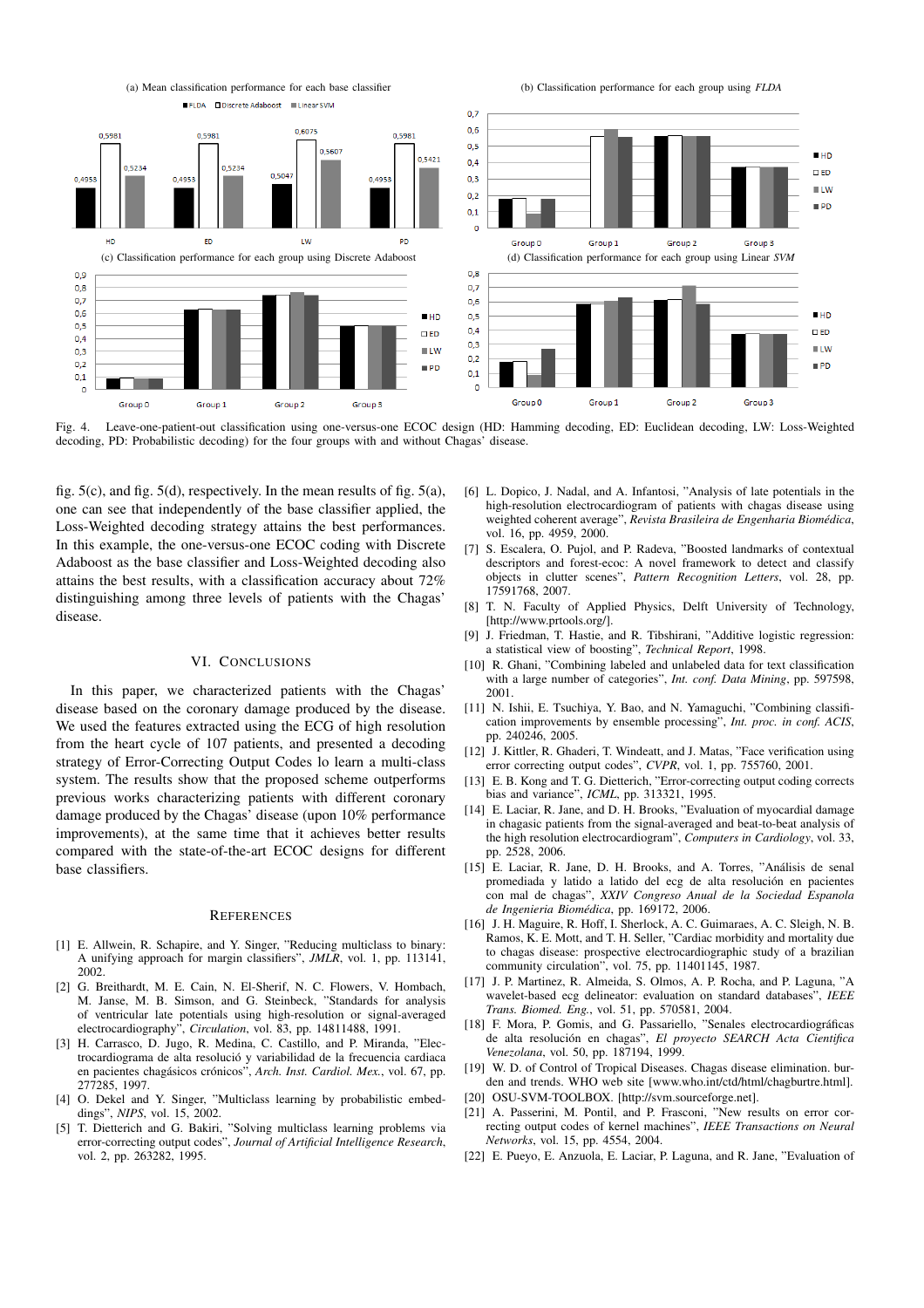(a) Mean classification performance for each base classifier

(b) Classification performance for each group using *FLDA*

(c) Classification performance for each group using Discrete Adaboost

(d) Classification performance for each group using Linear *SVM*

Fig. 4. Leave-one-patient-out classification using one-versus-one ECOC design (HD: Hamming decoding, ED: Euclidean decoding, LW: Loss-Weighted decoding, PD: Probabilistic decoding) for the four groups with and without Chagas' disease.

fig. 5(c), and fig. 5(d), respectively. In the mean results of fig. 5(a), one can see that independently of the base classifier applied, the Loss-Weighted decoding strategy attains the best performances. In this example, the one-versus-one ECOC coding with Discrete Adaboost as the base classifier and Loss-Weighted decoding also attains the best results, with a classification accuracy about 72% distinguishing among three levels of patients with the Chagas' disease.

## VI. Conclusions

In this paper, we characterized patients with the Chagas' disease based on the coronary damage produced by the disease. We used the features extracted using the ECG of high resolution from the heart cycle of 107 patients, and presented a decoding strategy of Error-Correcting Output Codes lo learn a multi-class system. The results show that the proposed scheme outperforms previous works characterizing patients with different coronary damage produced by the Chagas' disease (upon 10% performance improvements), at the same time that it achieves better results compared with the state-of-the-art ECOC designs for different base classifiers.

## References

[1] E. Allwein, R. Schapire, and Y. Singer, "Reducing multiclass to binary: A unifying approach for margin classifiers", *JMLR*, vol. 1, pp. 113141, 2002.

[2] G. Breithardt, M. E. Cain, N. El-Sherif, N. C. Flowers, V. Hombach, M. Janse, M. B. Simson, and G. Steinbeck, "Standards for analysis of ventricular late potentials using high-resolution or signal-averaged electrocardiography", *Circulation*, vol. 83, pp. 14811488, 1991.

[3] H. Carrasco, D. Jugo, R. Medina, C. Castillo, and P. Miranda, "Electrocardiograma de alta resolució y variabilidad de la frecuencia cardiaca en pacientes chagásicos crónicos", *Arch. Inst. Cardiol. Mex.*, vol. 67, pp. 277285, 1997.

[4] O. Dekel and Y. Singer, "Multiclass learning by probabilistic embeddings", *NIPS*, vol. 15, 2002.

[5] T. Dietterich and G. Bakiri, "Solving multiclass learning problems via error-correcting output codes", *Journal of Artificial Intelligence Research*, vol. 2, pp. 263282, 1995.

[6] L. Dopico, J. Nadal, and A. Infantosi, "Analysis of late potentials in the high-resolution electrocardiogram of patients with chagas disease using weighted coherent average", *Revista Brasileira de Engenharia Biomédica*, vol. 16, pp. 4959, 2000.

[7] S. Escalera, O. Pujol, and P. Radeva, "Boosted landmarks of contextual descriptors and forest-ecoc: A novel framework to detect and classify objects in clutter scenes", *Pattern Recognition Letters*, vol. 28, pp. 17591768, 2007.

[8] T. N. Faculty of Applied Physics, Delft University of Technology, [http://www.prtools.org/].

[9] J. Friedman, T. Hastie, and R. Tibshirani, "Additive logistic regression: a statistical view of boosting", *Technical Report*, 1998.

[10] R. Ghani, "Combining labeled and unlabeled data for text classification with a large number of categories", *Int. conf. Data Mining*, pp. 597598, 2001.

[11] N. Ishii, E. Tsuchiya, Y. Bao, and N. Yamaguchi, "Combining classification improvements by ensemble processing", *Int. proc. in conf. ACIS*, pp. 240246, 2005.

[12] J. Kittler, R. Ghaderi, T. Windeatt, and J. Matas, "Face verification using error correcting output codes", *CVPR*, vol. 1, pp. 755760, 2001.

[13] E. B. Kong and T. G. Dietterich, "Error-correcting output coding corrects bias and variance", *ICML*, pp. 313321, 1995.

[14] E. Laciar, R. Jane, and D. H. Brooks, "Evaluation of myocardial damage in chagasic patients from the signal-averaged and beat-to-beat analysis of the high resolution electrocardiogram", *Computers in Cardiology*, vol. 33, pp. 2528, 2006.

[15] E. Laciar, R. Jane, D. H. Brooks, and A. Torres, "Análisis de senal promediada y latido a latido del ecg de alta resolución en pacientes con mal de chagas", *XXIV Congreso Anual de la Sociedad Espanola de Ingenieria Biomédica*, pp. 169172, 2006.

[16] J. H. Maguire, R. Hoff, I. Sherlock, A. C. Guimaraes, A. C. Sleigh, N. B. Ramos, K. E. Mott, and T. H. Seller, "Cardiac morbidity and mortality due to chagas disease: prospective electrocardiographic study of a brazilian community circulation", vol. 75, pp. 11401145, 1987.

[17] J. P. Martinez, R. Almeida, S. Olmos, A. P. Rocha, and P. Laguna, "A wavelet-based ecg delineator: evaluation on standard databases", *IEEE Trans. Biomed. Eng.*, vol. 51, pp. 570581, 2004.

[18] F. Mora, P. Gomis, and G. Passariello, "Senales electrocardiográficas de alta resolución en chagas", *El proyecto SEARCH Acta Científica Venezolana*, vol. 50, pp. 187194, 1999.

[19] W. D. of Control of Tropical Diseases. Chagas disease elimination. burden and trends. WHO web site [www.who.int/ctd/html/chagburtre.html].

[20] OSU-SVM-TOOLBOX. [http://svm.sourceforge.net].

[21] A. Passerini, M. Pontil, and P. Frasconi, "New results on error correcting output codes of kernel machines", *IEEE Transactions on Neural Networks*, vol. 15, pp. 4554, 2004.

[22] E. Pueyo, E. Anzuola, E. Laciar, P. Laguna, and R. Jane, "Evaluation of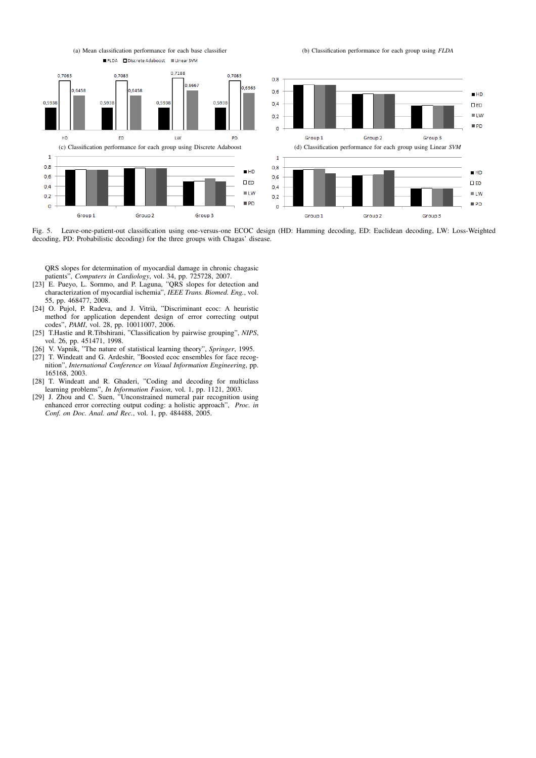(a) Mean classification performance for each base classifier

FLDA Discrete Adaboost Linear SVM

0,5938 0,7083 0,6458

0,5938 0,7083 0,6458

0,5938 0,7188 0,6667

0,5938 0,7083 0,6563

HD ED LW PD

(b) Classification performance for each group using *FLDA*

0,8 0,6 0,4 0,2 0

Group 1 Group 2 Group 3

HD ED LW PD

(c) Classification performance for each group using Discrete Adaboost

1 0,8 0,6 0,4 0,2 0

Group 1 Group 2 Group 3

HD ED LW PD

(d) Classification performance for each group using Linear *SVM*

1 0,8 0,6 0,4 0,2 0

Group 1 Group 2 Group 3

HD ED LW PD

Fig. 5. Leave-one-patient-out classification using one-versus-one ECOC design (HD: Hamming decoding, ED: Euclidean decoding, LW: Loss-Weighted decoding, PD: Probabilistic decoding) for the three groups with Chagas' disease.

QRS slopes for determination of myocardial damage in chronic chagasic patients", *Computers in Cardiology*, vol. 34, pp. 725728, 2007.

[23] E. Pueyo, L. Sornmo, and P. Laguna, "QRS slopes for detection and characterization of myocardial ischemia", *IEEE Trans. Biomed. Eng.*, vol. 55, pp. 468477, 2008.

[24] O. Pujol, P. Radeva, and J. Vitrià, "Discriminant ecoc: A heuristic method for application dependent design of error correcting output codes", *PAMI*, vol. 28, pp. 10011007, 2006.

[25] T.Hastie and R.Tibshirani, "Classification by pairwise grouping", *NIPS*, vol. 26, pp. 451471, 1998.

[26] V. Vapnik, "The nature of statistical learning theory", *Springer*, 1995.

[27] T. Windeatt and G. Ardeshir, "Boosted ecoc ensembles for face recognition", *International Conference on Visual Information Engineering*, pp. 165168, 2003.

[28] T. Windeatt and R. Ghaderi, "Coding and decoding for multiclass learning problems", *In Information Fusion*, vol. 1, pp. 1121, 2003.

[29] J. Zhou and C. Suen, "Unconstrained numeral pair recognition using enhanced error correcting output coding: a holistic approach", *Proc. in Conf. on Doc. Anal. and Rec.*, vol. 1, pp. 484488, 2005.